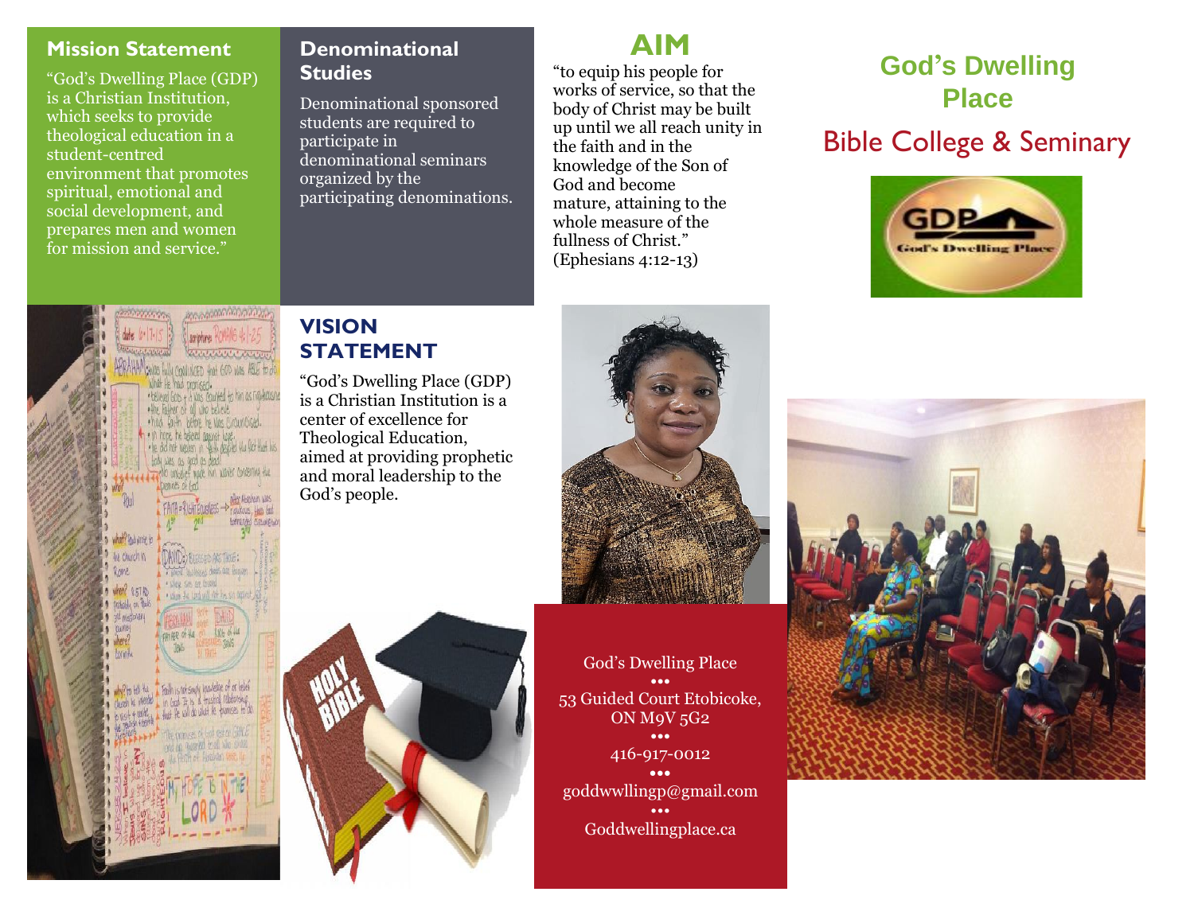## Mission Statement

"God's Dwelling Place (GDP) is a Christian Institution, which seeks to provide theological education in a student-centred environment that promotes spiritual, emotional and social development, and prepares men and women for mission and service."

## Denominational Studies

Denominational sponsored students are required to participate in denominational seminars organized by the participating denominations.

## AIM

"to equip his people for works of service, so that the body of Christ may be built up until we all reach unity in the faith and in the knowledge of the Son of God and become mature, attaining to the whole measure of the fullness of Christ." (Ephesians 4:12-13)

# God's Dwelling Place

## Bible College & Seminary

## VISION STATEMENT

"God's Dwelling Place (GDP) is a Christian Institution is a center of excellence for Theological Education, aimed at providing prophetic and moral leadership to the God's people.

God's Dwelling Place

•••

53 Guided Court Etobicoke, ON M9V 5G2

•••

416-917-0012

•••

goddwwllingp@gmail.com

•••

Goddwellingplace.ca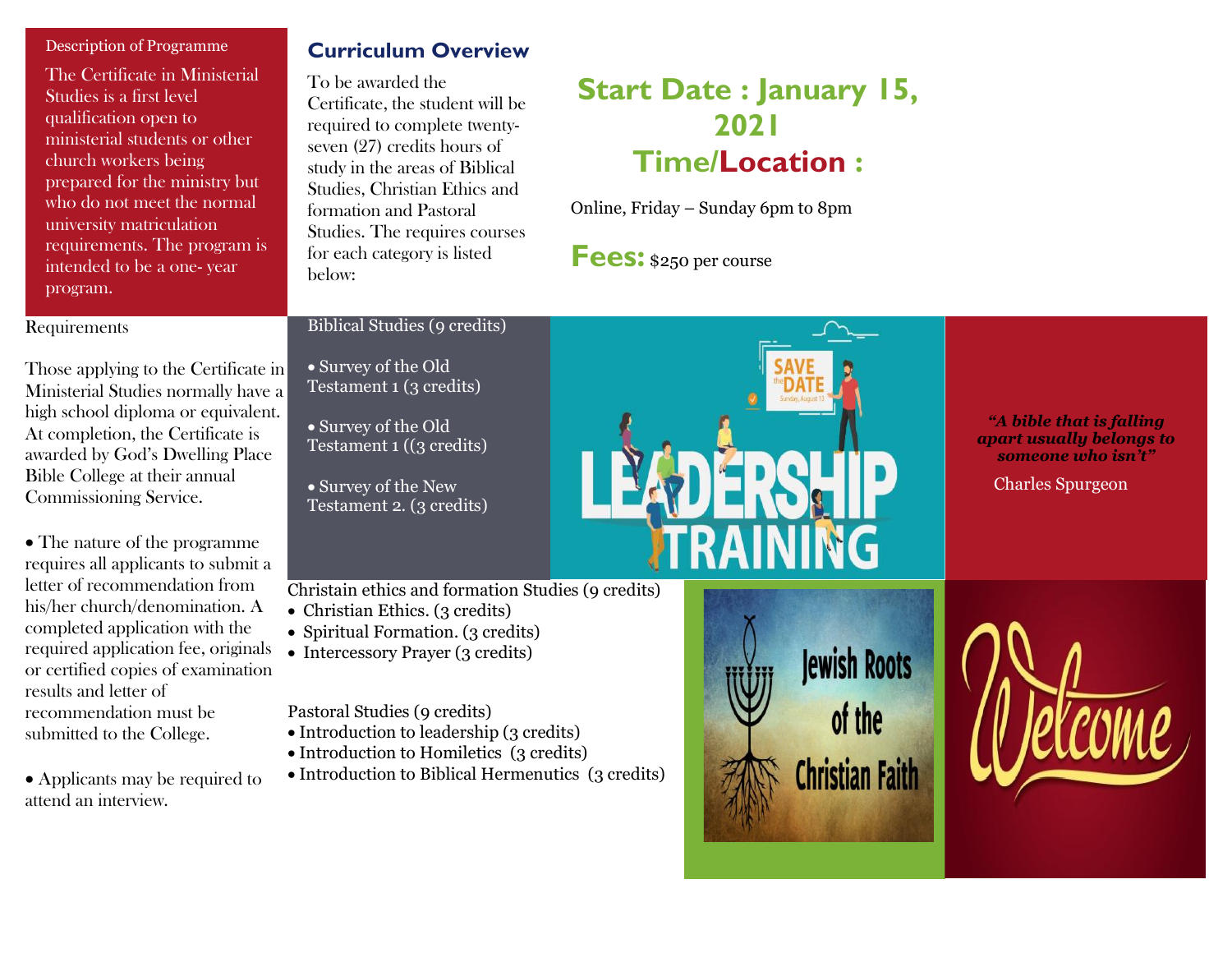Description of Programme

The Certificate in Ministerial Studies is a first level qualification open to ministerial students or other church workers being prepared for the ministry but who do not meet the normal university matriculation requirements. The program is intended to be a one- year program.

Requirements

Those applying to the Certificate in Ministerial Studies normally have a high school diploma or equivalent. At completion, the Certificate is awarded by God's Dwelling Place Bible College at their annual Commissioning Service.

- The nature of the programme requires all applicants to submit a letter of recommendation from his/her church/denomination. A completed application with the required application fee, originals or certified copies of examination results and letter of recommendation must be submitted to the College.

- Applicants may be required to attend an interview.

## Curriculum Overview

To be awarded the Certificate, the student will be required to complete twenty-seven (27) credits hours of study in the areas of Biblical Studies, Christian Ethics and formation and Pastoral Studies. The requires courses for each category is listed below:

Biblical Studies (9 credits)

- Survey of the Old Testament 1 (3 credits)
- Survey of the Old Testament 1 ((3 credits)
- Survey of the New Testament 2. (3 credits)

Christain ethics and formation Studies (9 credits)

- Christian Ethics. (3 credits)
- Spiritual Formation. (3 credits)
- Intercessory Prayer (3 credits)

Pastoral Studies (9 credits)

- Introduction to leadership (3 credits)
- Introduction to Homiletics (3 credits)
- Introduction to Biblical Hermenutics (3 credits)

## Start Date : January 15, 2021

## Time/Location :

Online, Friday – Sunday 6pm to 8pm

**Fees:** $250 per course

***"A bible that is falling apart usually belongs to someone who isn't"***

Charles Spurgeon